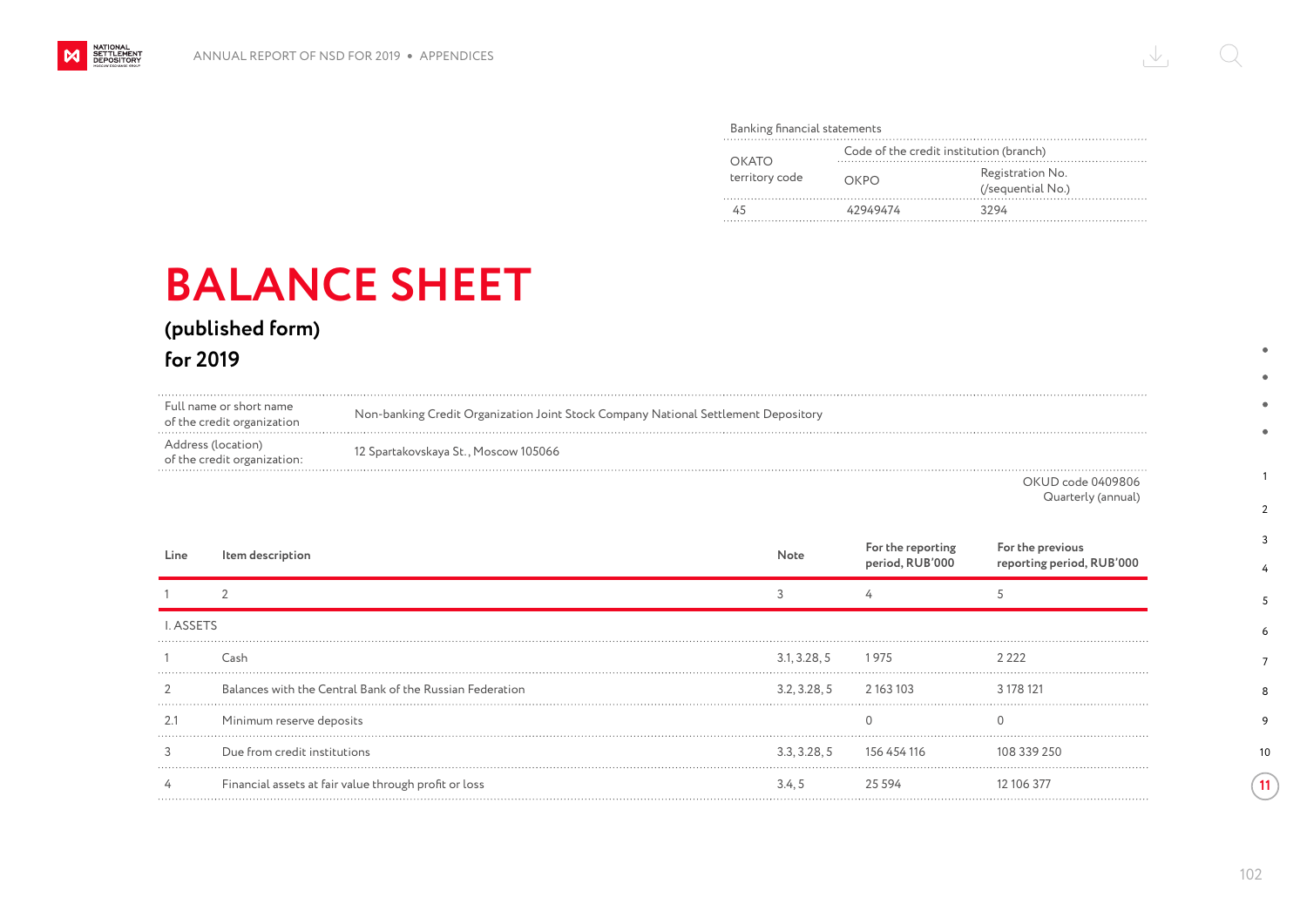| Banking financial statements | | |
|---|---|---|
| OKATO territory code | Code of the credit institution (branch) | |
| | OKPO | Registration No. (/sequential No.) |
| 45 | 42949474 | 3294 |

# BALANCE SHEET

## (published form)

## for 2019

| | |
|---|---|
| Full name or short name of the credit organization | Non-banking Credit Organization Joint Stock Company National Settlement Depository |
| Address (location) of the credit organization: | 12 Spartakovskaya St., Moscow 105066 |

OKUD code 0409806
Quarterly (annual)

| Line | Item description | Note | For the reporting period, RUB'000 | For the previous reporting period, RUB'000 |
|---|---|---|---|---|
| 1 | 2 | 3 | 4 | 5 |
| I. ASSETS | | | | |
| 1 | Cash | 3.1, 3.28, 5 | 1 975 | 2 222 |
| 2 | Balances with the Central Bank of the Russian Federation | 3.2, 3.28, 5 | 2 163 103 | 3 178 121 |
| 2.1 | Minimum reserve deposits | | 0 | 0 |
| 3 | Due from credit institutions | 3.3, 3.28, 5 | 156 454 116 | 108 339 250 |
| 4 | Financial assets at fair value through profit or loss | 3.4, 5 | 25 594 | 12 106 377 |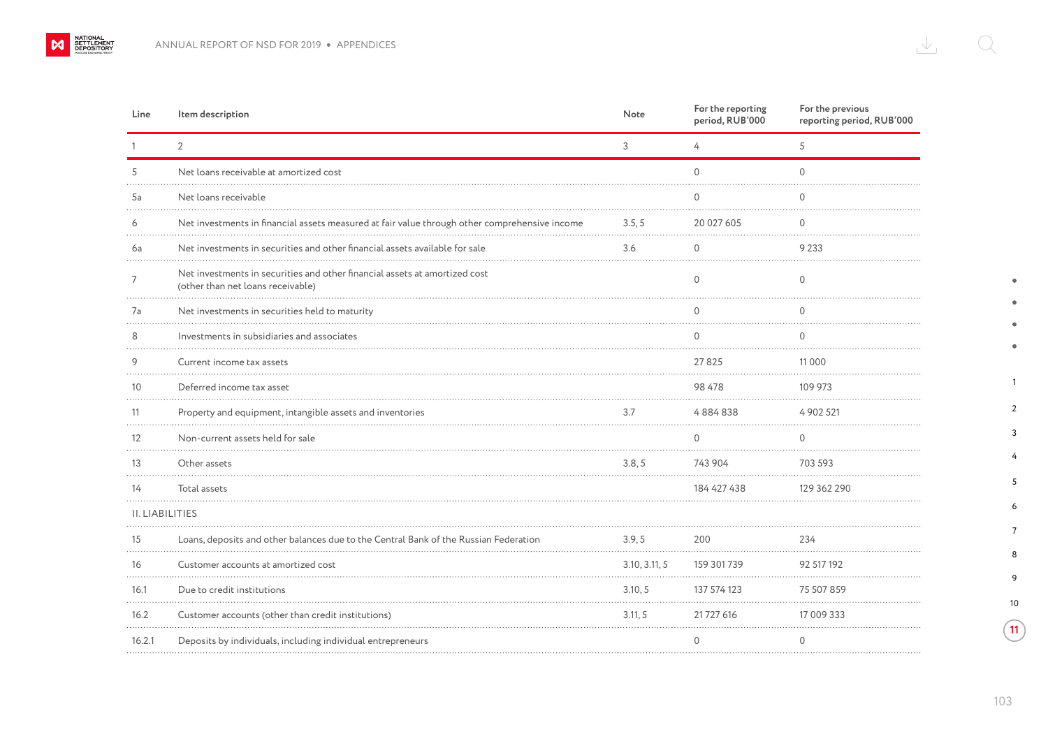| Line | Item description | Note | For the reporting period, RUB'000 | For the previous reporting period, RUB'000 |
|---|---|---|---|---|
| 1 | 2 | 3 | 4 | 5 |
| 5 | Net loans receivable at amortized cost | | 0 | 0 |
| 5a | Net loans receivable | | 0 | 0 |
| 6 | Net investments in financial assets measured at fair value through other comprehensive income | 3.5, 5 | 20 027 605 | 0 |
| 6a | Net investments in securities and other financial assets available for sale | 3.6 | 0 | 9 233 |
| 7 | Net investments in securities and other financial assets at amortized cost (other than net loans receivable) | | 0 | 0 |
| 7a | Net investments in securities held to maturity | | 0 | 0 |
| 8 | Investments in subsidiaries and associates | | 0 | 0 |
| 9 | Current income tax assets | | 27 825 | 11 000 |
| 10 | Deferred income tax asset | | 98 478 | 109 973 |
| 11 | Property and equipment, intangible assets and inventories | 3.7 | 4 884 838 | 4 902 521 |
| 12 | Non-current assets held for sale | | 0 | 0 |
| 13 | Other assets | 3.8, 5 | 743 904 | 703 593 |
| 14 | Total assets | | 184 427 438 | 129 362 290 |
| II. LIABILITIES | | | | |
| 15 | Loans, deposits and other balances due to the Central Bank of the Russian Federation | 3.9, 5 | 200 | 234 |
| 16 | Customer accounts at amortized cost | 3.10, 3.11, 5 | 159 301 739 | 92 517 192 |
| 16.1 | Due to credit institutions | 3.10, 5 | 137 574 123 | 75 507 859 |
| 16.2 | Customer accounts (other than credit institutions) | 3.11, 5 | 21 727 616 | 17 009 333 |
| 16.2.1 | Deposits by individuals, including individual entrepreneurs | | 0 | 0 |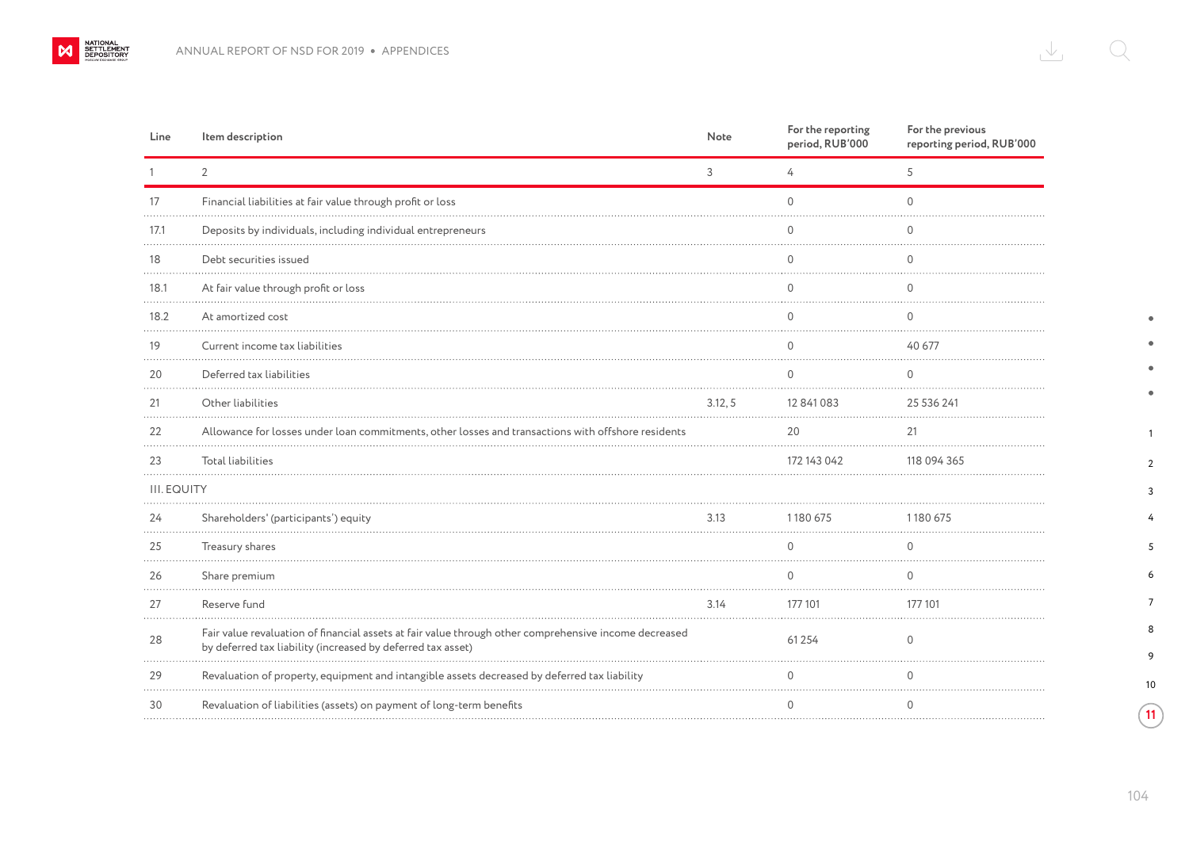| Line | Item description | Note | For the reporting period, RUB'000 | For the previous reporting period, RUB'000 |
|---|---|---|---|---|
| 1 | 2 | 3 | 4 | 5 |
| 17 | Financial liabilities at fair value through profit or loss | | 0 | 0 |
| 17.1 | Deposits by individuals, including individual entrepreneurs | | 0 | 0 |
| 18 | Debt securities issued | | 0 | 0 |
| 18.1 | At fair value through profit or loss | | 0 | 0 |
| 18.2 | At amortized cost | | 0 | 0 |
| 19 | Current income tax liabilities | | 0 | 40 677 |
| 20 | Deferred tax liabilities | | 0 | 0 |
| 21 | Other liabilities | 3.12, 5 | 12 841 083 | 25 536 241 |
| 22 | Allowance for losses under loan commitments, other losses and transactions with offshore residents | | 20 | 21 |
| 23 | Total liabilities | | 172 143 042 | 118 094 365 |
| III. EQUITY | | | | |
| 24 | Shareholders' (participants') equity | 3.13 | 1 180 675 | 1 180 675 |
| 25 | Treasury shares | | 0 | 0 |
| 26 | Share premium | | 0 | 0 |
| 27 | Reserve fund | 3.14 | 177 101 | 177 101 |
| 28 | Fair value revaluation of financial assets at fair value through other comprehensive income decreased by deferred tax liability (increased by deferred tax asset) | | 61 254 | 0 |
| 29 | Revaluation of property, equipment and intangible assets decreased by deferred tax liability | | 0 | 0 |
| 30 | Revaluation of liabilities (assets) on payment of long-term benefits | | 0 | 0 |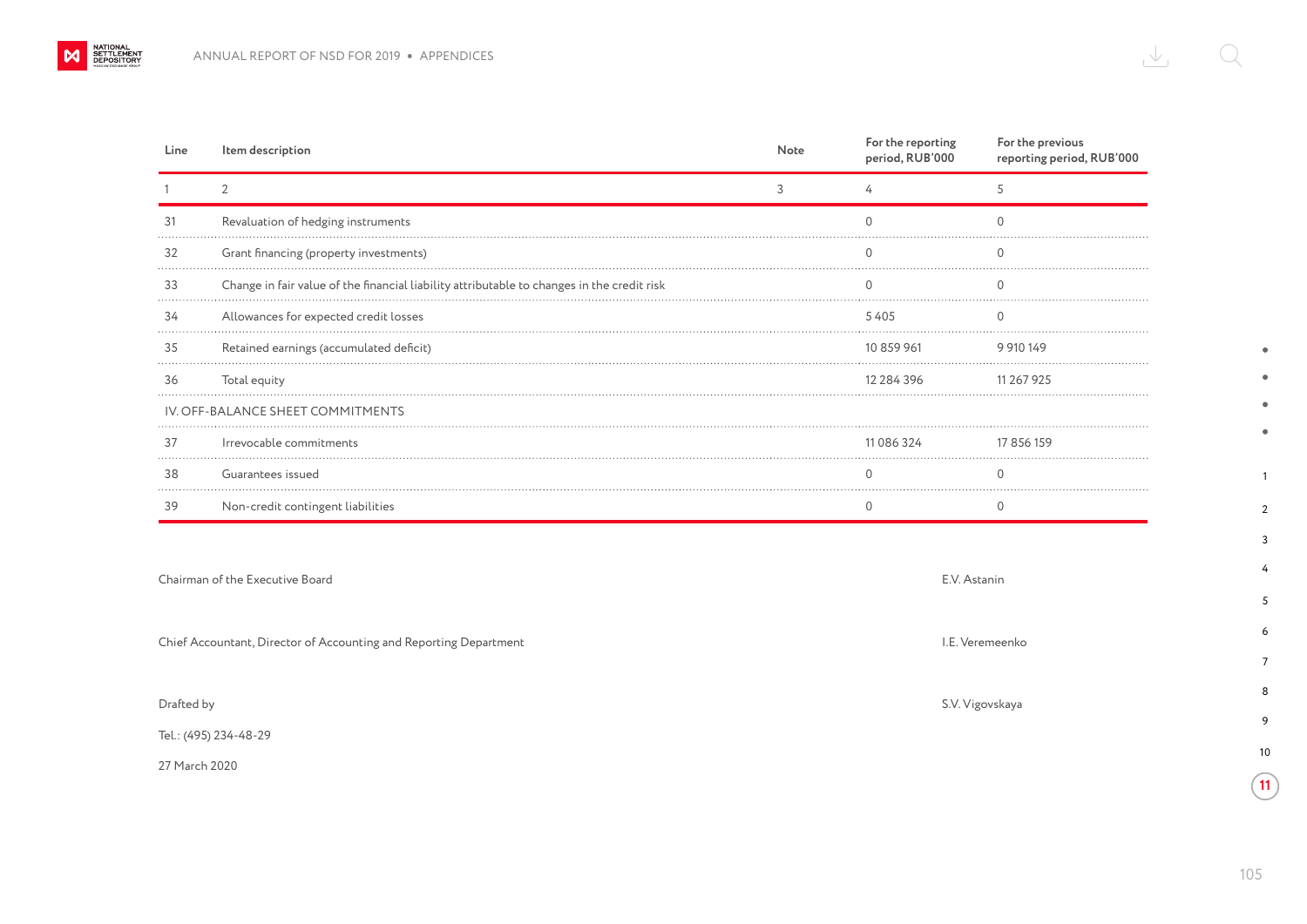| Line | Item description | Note | For the reporting period, RUB'000 | For the previous reporting period, RUB'000 |
|---|---|---|---|---|
| 1 | 2 | 3 | 4 | 5 |
| 31 | Revaluation of hedging instruments | | 0 | 0 |
| 32 | Grant financing (property investments) | | 0 | 0 |
| 33 | Change in fair value of the financial liability attributable to changes in the credit risk | | 0 | 0 |
| 34 | Allowances for expected credit losses | | 5 405 | 0 |
| 35 | Retained earnings (accumulated deficit) | | 10 859 961 | 9 910 149 |
| 36 | Total equity | | 12 284 396 | 11 267 925 |
| IV. OFF-BALANCE SHEET COMMITMENTS | | | | |
| 37 | Irrevocable commitments | | 11 086 324 | 17 856 159 |
| 38 | Guarantees issued | | 0 | 0 |
| 39 | Non-credit contingent liabilities | | 0 | 0 |

Chairman of the Executive Board E.V. Astanin

Chief Accountant, Director of Accounting and Reporting Department I.E. Veremeenko

Drafted by S.V. Vigovskaya

Tel.: (495) 234-48-29

27 March 2020